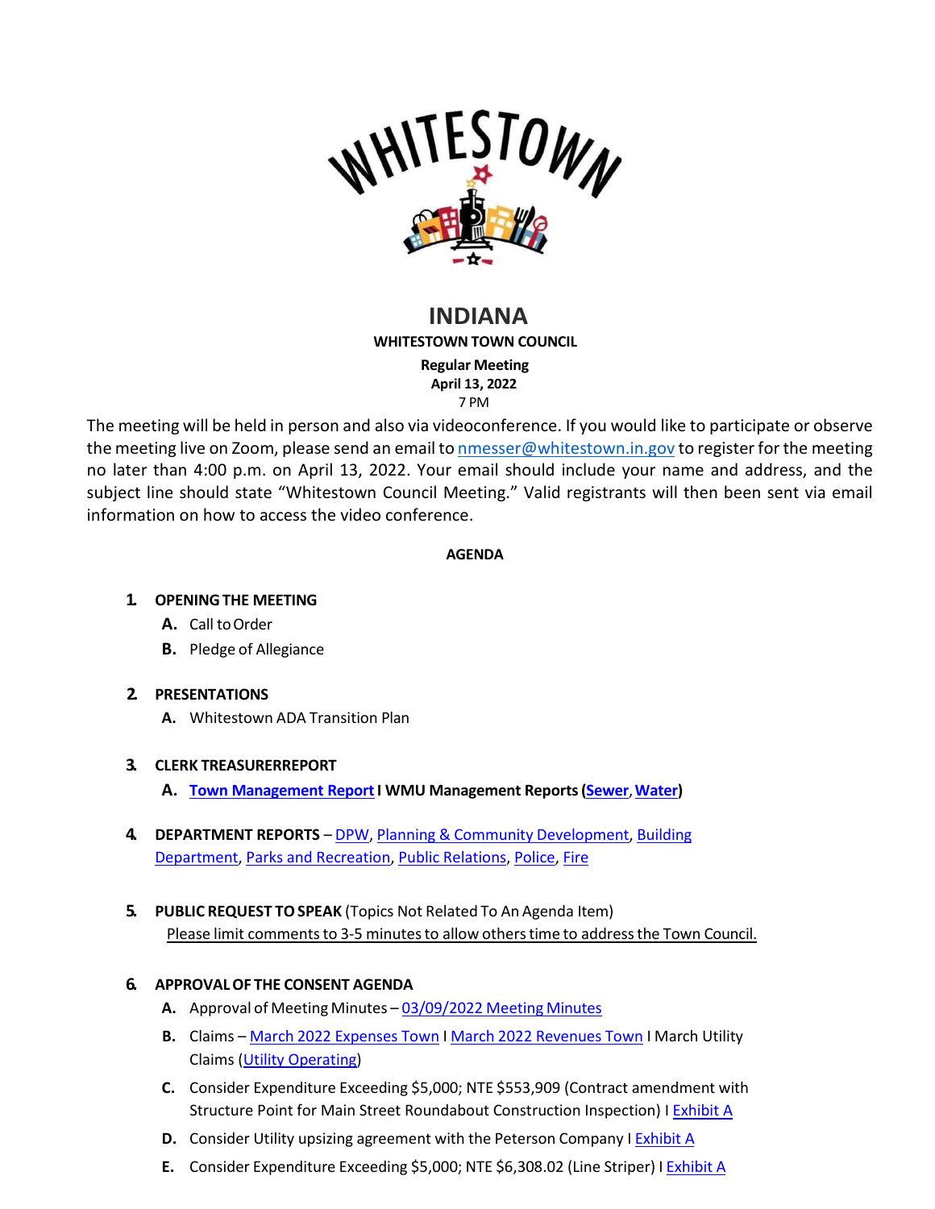# WHITESTOWN

## INDIANA

**WHITESTOWN TOWN COUNCIL**

**Regular Meeting**
**April 13, 2022**
7 PM

The meeting will be held in person and also via videoconference. If you would like to participate or observe the meeting live on Zoom, please send an email to nmesser@whitestown.in.gov to register for the meeting no later than 4:00 p.m. on April 13, 2022. Your email should include your name and address, and the subject line should state "Whitestown Council Meeting." Valid registrants will then been sent via email information on how to access the video conference.

**AGENDA**

1. **OPENING THE MEETING**
   - **A.** Call to Order
   - **B.** Pledge of Allegiance

2. **PRESENTATIONS**
   - **A.** Whitestown ADA Transition Plan

3. **CLERK TREASURERREPORT**
   - **A.** **Town Management Report I WMU Management Reports (Sewer, Water)**

4. **DEPARTMENT REPORTS** – DPW, Planning & Community Development, Building Department, Parks and Recreation, Public Relations, Police, Fire

5. **PUBLIC REQUEST TO SPEAK** (Topics Not Related To An Agenda Item)
   Please limit comments to 3-5 minutes to allow others time to address the Town Council.

6. **APPROVAL OF THE CONSENT AGENDA**
   - **A.** Approval of Meeting Minutes – 03/09/2022 Meeting Minutes
   - **B.** Claims – March 2022 Expenses Town I March 2022 Revenues Town I March Utility Claims (Utility Operating)
   - **C.** Consider Expenditure Exceeding $5,000; NTE $553,909 (Contract amendment with Structure Point for Main Street Roundabout Construction Inspection) I Exhibit A
   - **D.** Consider Utility upsizing agreement with the Peterson Company I Exhibit A
   - **E.** Consider Expenditure Exceeding $5,000; NTE $6,308.02 (Line Striper) I Exhibit A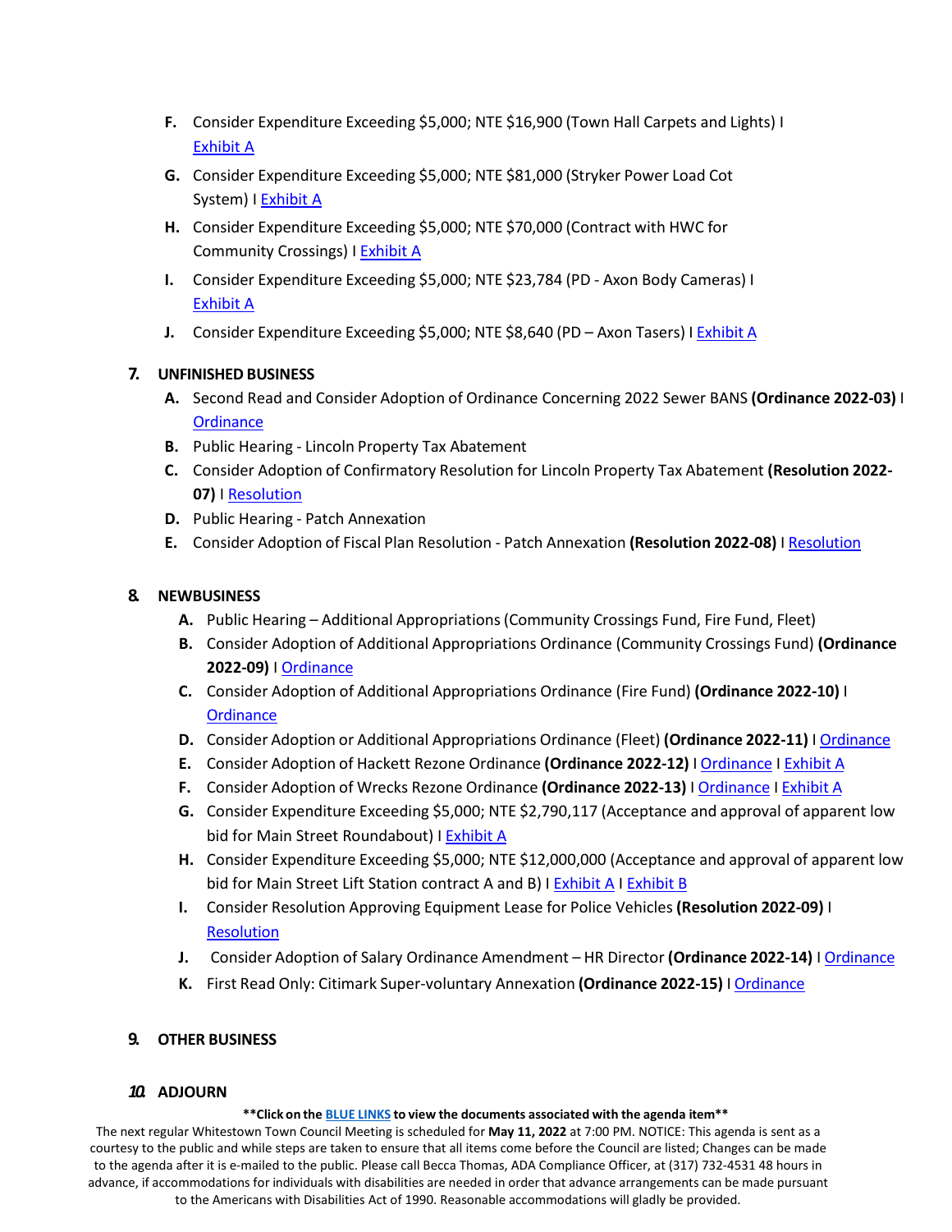F. Consider Expenditure Exceeding $5,000; NTE $16,900 (Town Hall Carpets and Lights) I Exhibit A

G. Consider Expenditure Exceeding $5,000; NTE $81,000 (Stryker Power Load Cot System) I Exhibit A

H. Consider Expenditure Exceeding $5,000; NTE $70,000 (Contract with HWC for Community Crossings) I Exhibit A

I. Consider Expenditure Exceeding $5,000; NTE $23,784 (PD - Axon Body Cameras) I Exhibit A

J. Consider Expenditure Exceeding $5,000; NTE $8,640 (PD – Axon Tasers) I Exhibit A

## 7. UNFINISHED BUSINESS

A. Second Read and Consider Adoption of Ordinance Concerning 2022 Sewer BANS **(Ordinance 2022-03)** I Ordinance

B. Public Hearing - Lincoln Property Tax Abatement

C. Consider Adoption of Confirmatory Resolution for Lincoln Property Tax Abatement **(Resolution 2022-07)** I Resolution

D. Public Hearing - Patch Annexation

E. Consider Adoption of Fiscal Plan Resolution - Patch Annexation **(Resolution 2022-08)** I Resolution

## 8. NEWBUSINESS

A. Public Hearing – Additional Appropriations (Community Crossings Fund, Fire Fund, Fleet)

B. Consider Adoption of Additional Appropriations Ordinance (Community Crossings Fund) **(Ordinance 2022-09)** I Ordinance

C. Consider Adoption of Additional Appropriations Ordinance (Fire Fund) **(Ordinance 2022-10)** I Ordinance

D. Consider Adoption or Additional Appropriations Ordinance (Fleet) **(Ordinance 2022-11)** I Ordinance

E. Consider Adoption of Hackett Rezone Ordinance **(Ordinance 2022-12)** I Ordinance I Exhibit A

F. Consider Adoption of Wrecks Rezone Ordinance **(Ordinance 2022-13)** I Ordinance I Exhibit A

G. Consider Expenditure Exceeding $5,000; NTE $2,790,117 (Acceptance and approval of apparent low bid for Main Street Roundabout) I Exhibit A

H. Consider Expenditure Exceeding $5,000; NTE $12,000,000 (Acceptance and approval of apparent low bid for Main Street Lift Station contract A and B) I Exhibit A I Exhibit B

I. Consider Resolution Approving Equipment Lease for Police Vehicles **(Resolution 2022-09)** I Resolution

J. Consider Adoption of Salary Ordinance Amendment – HR Director **(Ordinance 2022-14)** I Ordinance

K. First Read Only: Citimark Super-voluntary Annexation **(Ordinance 2022-15)** I Ordinance

## 9. OTHER BUSINESS

## 10. ADJOURN

****Click on the BLUE LINKS to view the documents associated with the agenda item****

The next regular Whitestown Town Council Meeting is scheduled for **May 11, 2022** at 7:00 PM. NOTICE: This agenda is sent as a courtesy to the public and while steps are taken to ensure that all items come before the Council are listed; Changes can be made to the agenda after it is e-mailed to the public. Please call Becca Thomas, ADA Compliance Officer, at (317) 732-4531 48 hours in advance, if accommodations for individuals with disabilities are needed in order that advance arrangements can be made pursuant to the Americans with Disabilities Act of 1990. Reasonable accommodations will gladly be provided.